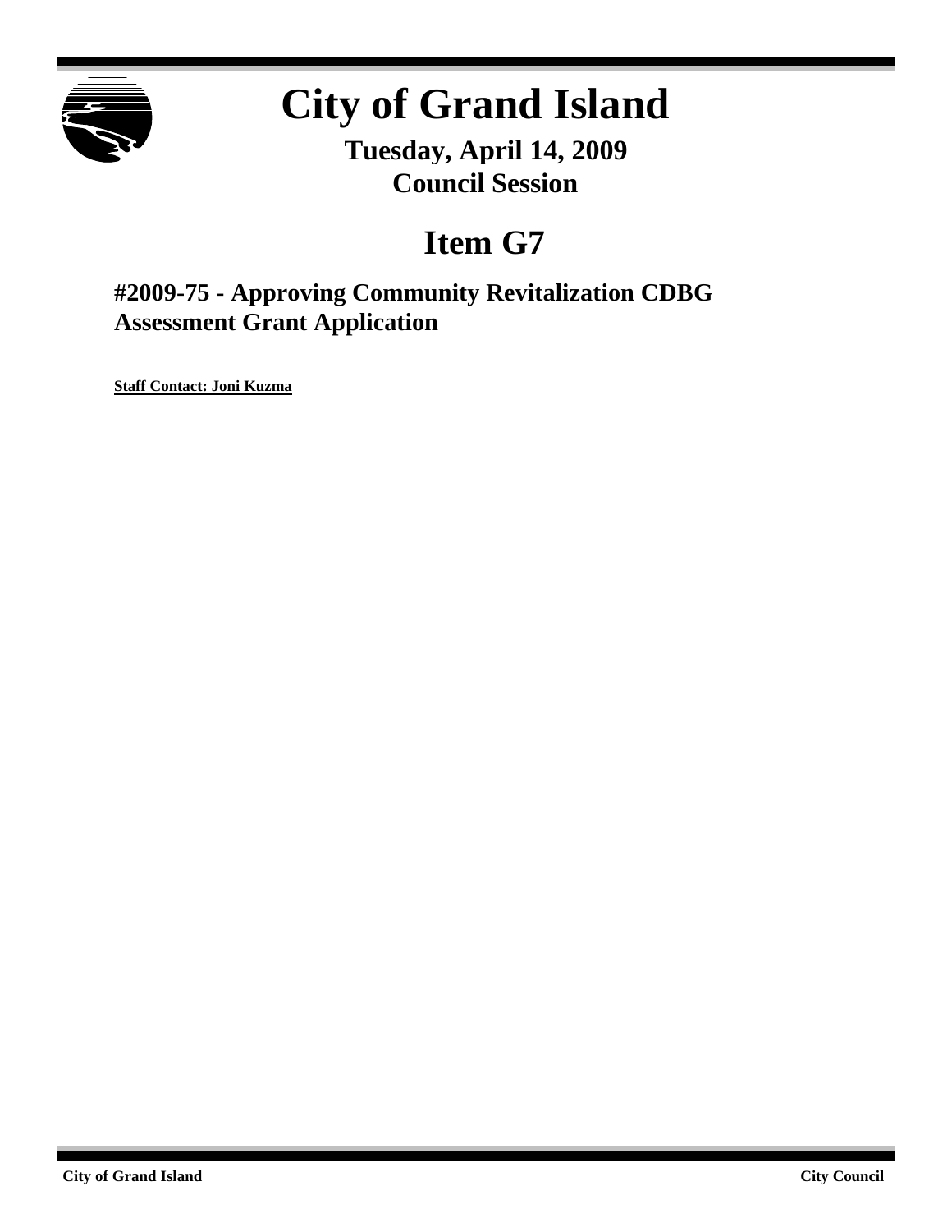# City of Grand Island

**Tuesday, April 14, 2009**
**Council Session**

# Item G7

## #2009-75 - Approving Community Revitalization CDBG Assessment Grant Application

**Staff Contact: Joni Kuzma**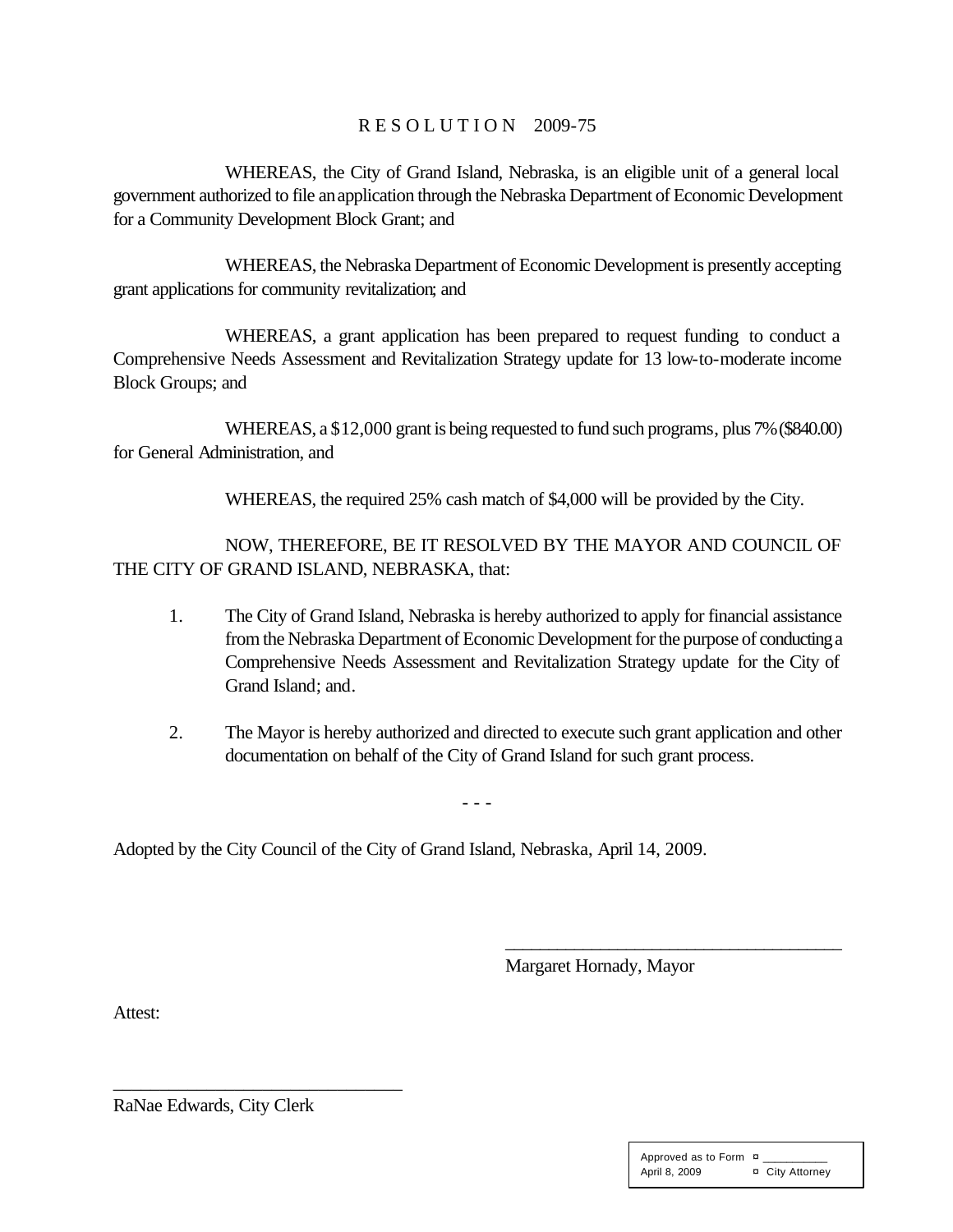# R E S O L U T I O N 2009-75

WHEREAS, the City of Grand Island, Nebraska, is an eligible unit of a general local government authorized to file an application through the Nebraska Department of Economic Development for a Community Development Block Grant; and

WHEREAS, the Nebraska Department of Economic Development is presently accepting grant applications for community revitalization; and

WHEREAS, a grant application has been prepared to request funding to conduct a Comprehensive Needs Assessment and Revitalization Strategy update for 13 low-to-moderate income Block Groups; and

WHEREAS, a $12,000 grant is being requested to fund such programs, plus 7% ($840.00) for General Administration, and

WHEREAS, the required 25% cash match of $4,000 will be provided by the City.

NOW, THEREFORE, BE IT RESOLVED BY THE MAYOR AND COUNCIL OF THE CITY OF GRAND ISLAND, NEBRASKA, that:

1. The City of Grand Island, Nebraska is hereby authorized to apply for financial assistance from the Nebraska Department of Economic Development for the purpose of conducting a Comprehensive Needs Assessment and Revitalization Strategy update for the City of Grand Island; and.

2. The Mayor is hereby authorized and directed to execute such grant application and other documentation on behalf of the City of Grand Island for such grant process.

- - -

Adopted by the City Council of the City of Grand Island, Nebraska, April 14, 2009.

_____________________________________

Margaret Hornady, Mayor

Attest:

_______________________________

RaNae Edwards, City Clerk

Approved as to Form ¤ __________
April 8, 2009 ¤ City Attorney